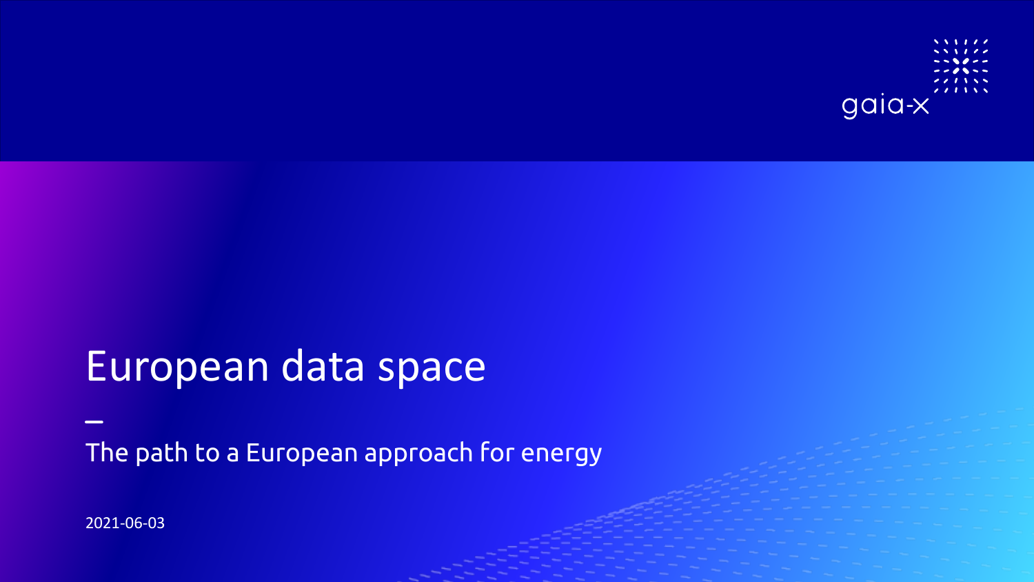gaia-x

# European data space

—

The path to a European approach for energy

2021-06-03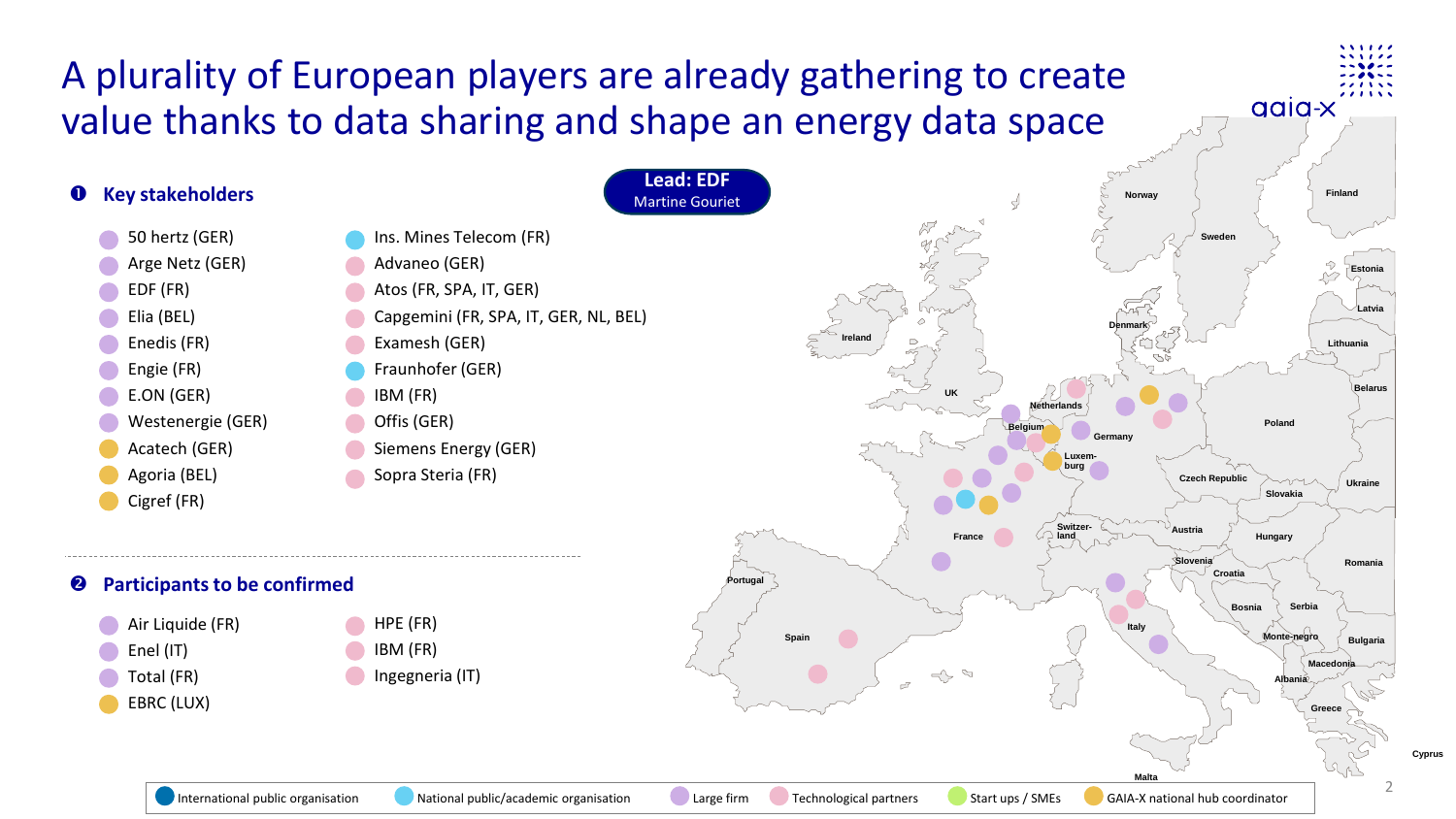# A plurality of European players are already gathering to create value thanks to data sharing and shape an energy data space

**Lead: EDF**
Martine Gouriet

## ❶ Key stakeholders

- 50 hertz (GER)
- Arge Netz (GER)
- EDF (FR)
- Elia (BEL)
- Enedis (FR)
- Engie (FR)
- E.ON (GER)
- Westenergie (GER)
- Acatech (GER)
- Agoria (BEL)
- Cigref (FR)
- Ins. Mines Telecom (FR)
- Advaneo (GER)
- Atos (FR, SPA, IT, GER)
- Capgemini (FR, SPA, IT, GER, NL, BEL)
- Examesh (GER)
- Fraunhofer (GER)
- IBM (FR)
- Offis (GER)
- Siemens Energy (GER)
- Sopra Steria (FR)

## ❷ Participants to be confirmed

- Air Liquide (FR)
- Enel (IT)
- Total (FR)
- EBRC (LUX)
- HPE (FR)
- IBM (FR)
- Ingegneria (IT)

Legend: International public organisation · National public/academic organisation · Large firm · Technological partners · Start ups / SMEs · GAIA-X national hub coordinator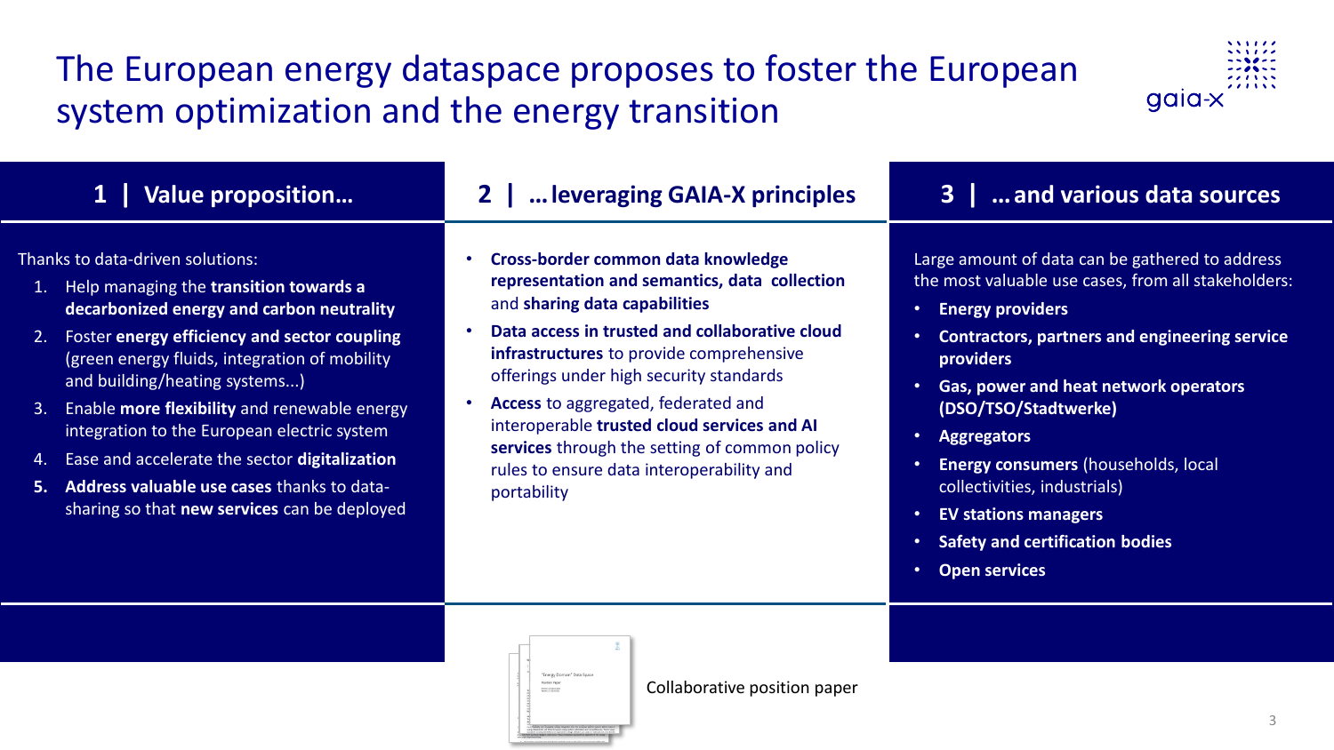# The European energy dataspace proposes to foster the European system optimization and the energy transition

## 1 | Value proposition…

Thanks to data-driven solutions:

1. Help managing the **transition towards a decarbonized energy and carbon neutrality**
2. Foster **energy efficiency and sector coupling** (green energy fluids, integration of mobility and building/heating systems...)
3. Enable **more flexibility** and renewable energy integration to the European electric system
4. Ease and accelerate the sector **digitalization**
5. **Address valuable use cases** thanks to data-sharing so that **new services** can be deployed

## 2 | … leveraging GAIA-X principles

- **Cross-border common data knowledge representation and semantics, data collection** and **sharing data capabilities**
- **Data access in trusted and collaborative cloud infrastructures** to provide comprehensive offerings under high security standards
- **Access** to aggregated, federated and interoperable **trusted cloud services and AI services** through the setting of common policy rules to ensure data interoperability and portability

## 3 | … and various data sources

Large amount of data can be gathered to address the most valuable use cases, from all stakeholders:

- **Energy providers**
- **Contractors, partners and engineering service providers**
- **Gas, power and heat network operators (DSO/TSO/Stadtwerke)**
- **Aggregators**
- **Energy consumers** (households, local collectivities, industrials)
- **EV stations managers**
- **Safety and certification bodies**
- **Open services**

Collaborative position paper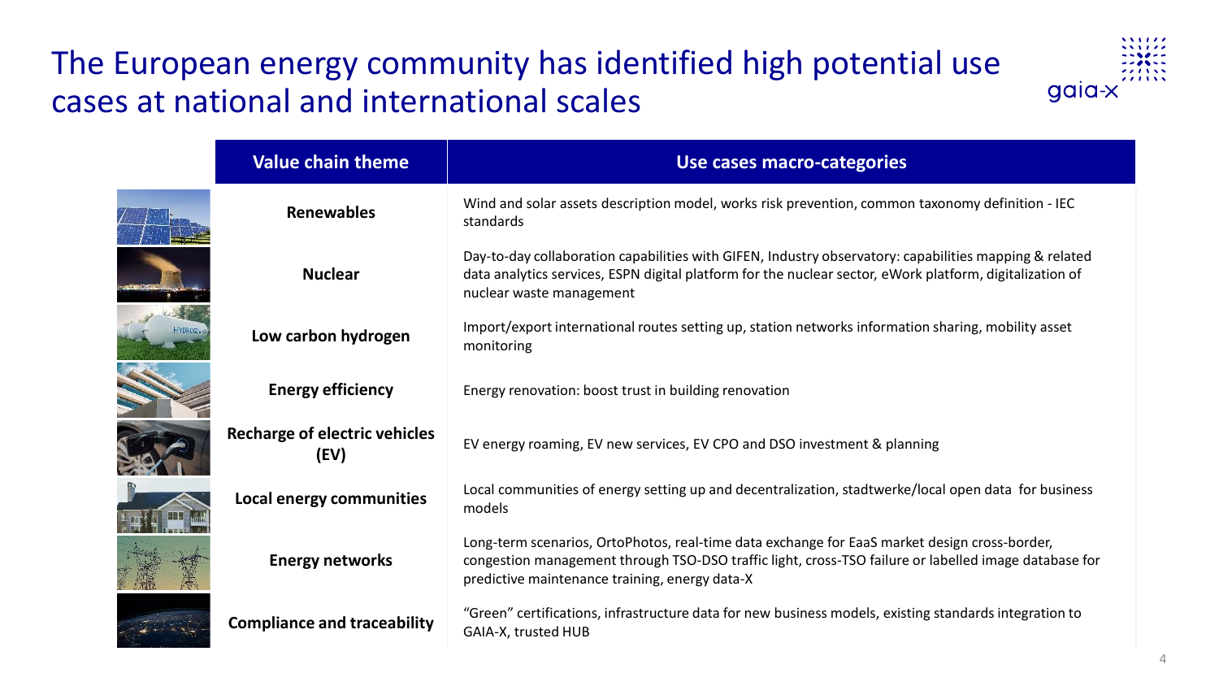# The European energy community has identified high potential use cases at national and international scales

| Value chain theme | Use cases macro-categories |
| --- | --- |
| **Renewables** | Wind and solar assets description model, works risk prevention, common taxonomy definition - IEC standards |
| **Nuclear** | Day-to-day collaboration capabilities with GIFEN, Industry observatory: capabilities mapping & related data analytics services, ESPN digital platform for the nuclear sector, eWork platform, digitalization of nuclear waste management |
| **Low carbon hydrogen** | Import/export international routes setting up, station networks information sharing, mobility asset monitoring |
| **Energy efficiency** | Energy renovation: boost trust in building renovation |
| **Recharge of electric vehicles (EV)** | EV energy roaming, EV new services, EV CPO and DSO investment & planning |
| **Local energy communities** | Local communities of energy setting up and decentralization, stadtwerke/local open data for business models |
| **Energy networks** | Long-term scenarios, OrtoPhotos, real-time data exchange for EaaS market design cross-border, congestion management through TSO-DSO traffic light, cross-TSO failure or labelled image database for predictive maintenance training, energy data-X |
| **Compliance and traceability** | "Green" certifications, infrastructure data for new business models, existing standards integration to GAIA-X, trusted HUB |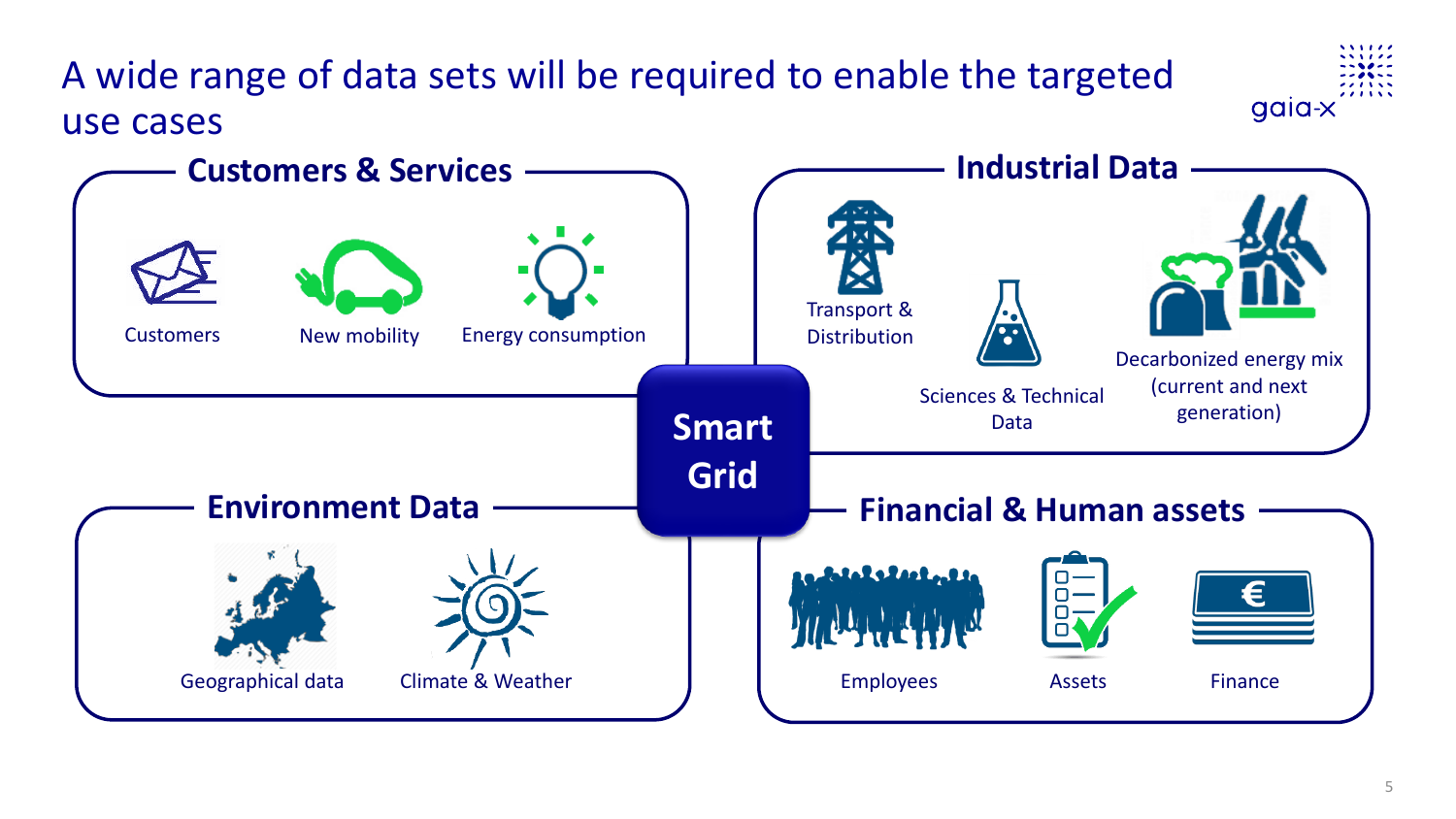# A wide range of data sets will be required to enable the targeted use cases

## Customers & Services

- Customers
- New mobility
- Energy consumption

## Industrial Data

- Transport & Distribution
- Sciences & Technical Data
- Decarbonized energy mix (current and next generation)

**Smart Grid**

## Environment Data

- Geographical data
- Climate & Weather

## Financial & Human assets

- Employees
- Assets
- Finance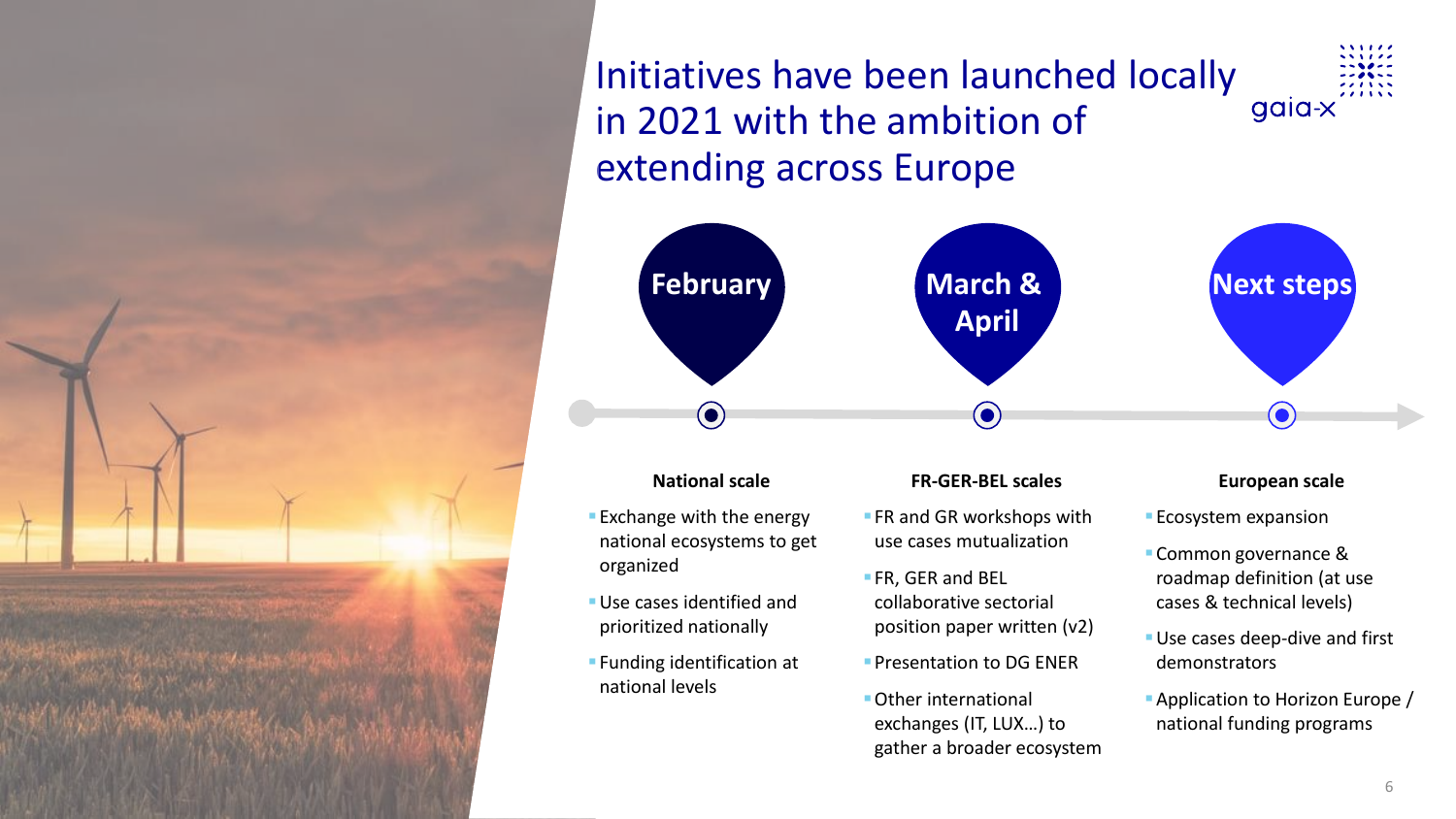# Initiatives have been launched locally in 2021 with the ambition of extending across Europe

gaia-x

## February

**National scale**

- Exchange with the energy national ecosystems to get organized
- Use cases identified and prioritized nationally
- Funding identification at national levels

## March & April

**FR-GER-BEL scales**

- FR and GR workshops with use cases mutualization
- FR, GER and BEL collaborative sectorial position paper written (v2)
- Presentation to DG ENER
- Other international exchanges (IT, LUX…) to gather a broader ecosystem

## Next steps

**European scale**

- Ecosystem expansion
- Common governance & roadmap definition (at use cases & technical levels)
- Use cases deep-dive and first demonstrators
- Application to Horizon Europe / national funding programs